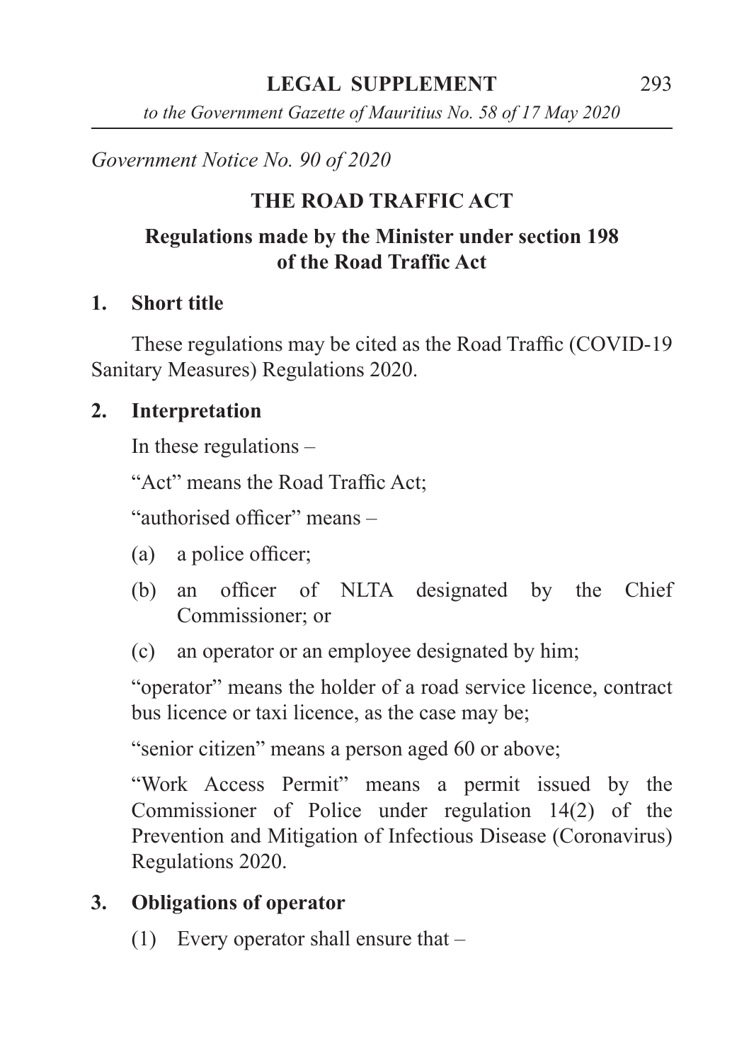*Government Notice No. 90 of 2020*

# THE ROAD TRAFFIC ACT

## Regulations made by the Minister under section 198 of the Road Traffic Act

### 1. Short title

These regulations may be cited as the Road Traffic (COVID-19 Sanitary Measures) Regulations 2020.

### 2. Interpretation

In these regulations –

"Act" means the Road Traffic Act;

"authorised officer" means –

(a) a police officer;

(b) an officer of NLTA designated by the Chief Commissioner; or

(c) an operator or an employee designated by him;

"operator" means the holder of a road service licence, contract bus licence or taxi licence, as the case may be;

"senior citizen" means a person aged 60 or above;

"Work Access Permit" means a permit issued by the Commissioner of Police under regulation 14(2) of the Prevention and Mitigation of Infectious Disease (Coronavirus) Regulations 2020.

### 3. Obligations of operator

(1) Every operator shall ensure that –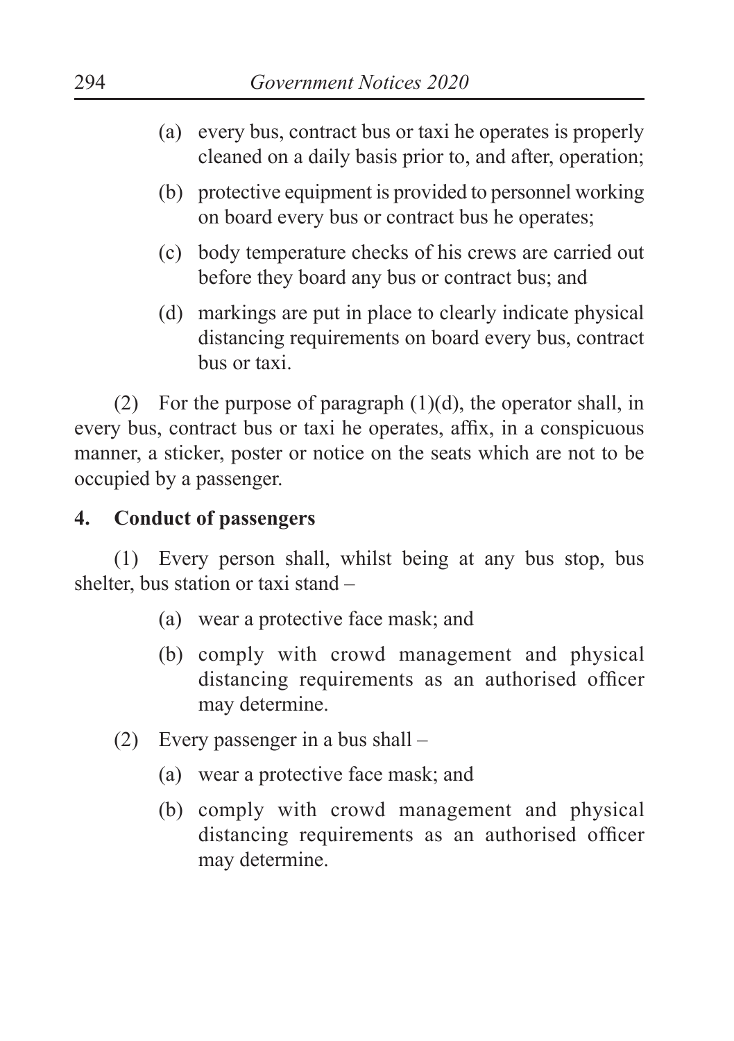(a) every bus, contract bus or taxi he operates is properly cleaned on a daily basis prior to, and after, operation;

(b) protective equipment is provided to personnel working on board every bus or contract bus he operates;

(c) body temperature checks of his crews are carried out before they board any bus or contract bus; and

(d) markings are put in place to clearly indicate physical distancing requirements on board every bus, contract bus or taxi.

(2) For the purpose of paragraph (1)(d), the operator shall, in every bus, contract bus or taxi he operates, affix, in a conspicuous manner, a sticker, poster or notice on the seats which are not to be occupied by a passenger.

### 4. Conduct of passengers

(1) Every person shall, whilst being at any bus stop, bus shelter, bus station or taxi stand –

(a) wear a protective face mask; and

(b) comply with crowd management and physical distancing requirements as an authorised officer may determine.

(2) Every passenger in a bus shall –

(a) wear a protective face mask; and

(b) comply with crowd management and physical distancing requirements as an authorised officer may determine.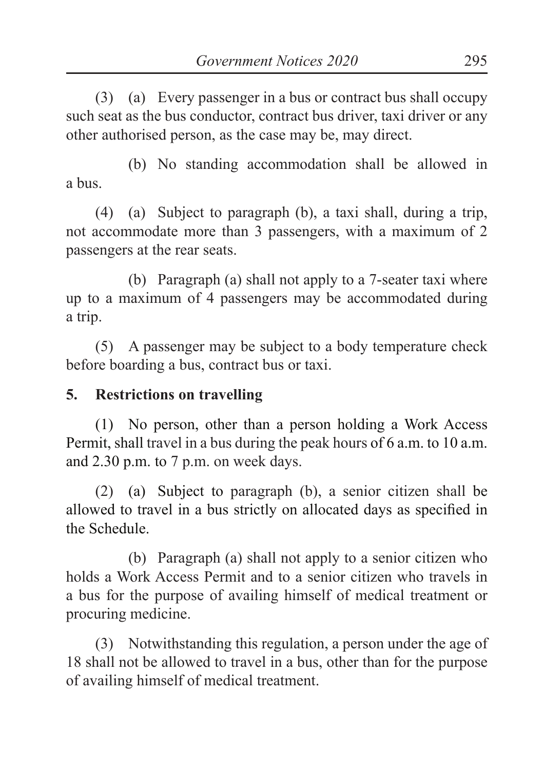(3) (a) Every passenger in a bus or contract bus shall occupy such seat as the bus conductor, contract bus driver, taxi driver or any other authorised person, as the case may be, may direct.

(b) No standing accommodation shall be allowed in a bus.

(4) (a) Subject to paragraph (b), a taxi shall, during a trip, not accommodate more than 3 passengers, with a maximum of 2 passengers at the rear seats.

(b) Paragraph (a) shall not apply to a 7-seater taxi where up to a maximum of 4 passengers may be accommodated during a trip.

(5) A passenger may be subject to a body temperature check before boarding a bus, contract bus or taxi.

**5. Restrictions on travelling**

(1) No person, other than a person holding a Work Access Permit, shall travel in a bus during the peak hours of 6 a.m. to 10 a.m. and 2.30 p.m. to 7 p.m. on week days.

(2) (a) Subject to paragraph (b), a senior citizen shall be allowed to travel in a bus strictly on allocated days as specified in the Schedule.

(b) Paragraph (a) shall not apply to a senior citizen who holds a Work Access Permit and to a senior citizen who travels in a bus for the purpose of availing himself of medical treatment or procuring medicine.

(3) Notwithstanding this regulation, a person under the age of 18 shall not be allowed to travel in a bus, other than for the purpose of availing himself of medical treatment.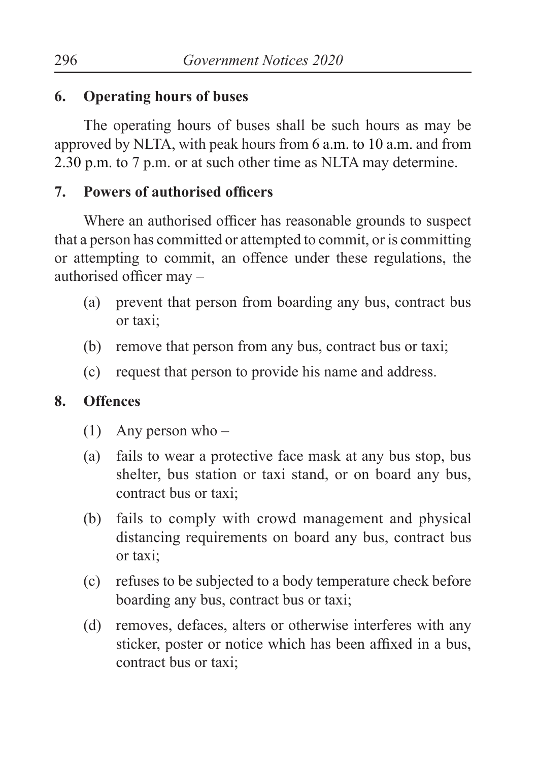### 6. Operating hours of buses

The operating hours of buses shall be such hours as may be approved by NLTA, with peak hours from 6 a.m. to 10 a.m. and from 2.30 p.m. to 7 p.m. or at such other time as NLTA may determine.

### 7. Powers of authorised officers

Where an authorised officer has reasonable grounds to suspect that a person has committed or attempted to commit, or is committing or attempting to commit, an offence under these regulations, the authorised officer may –

(a) prevent that person from boarding any bus, contract bus or taxi;

(b) remove that person from any bus, contract bus or taxi;

(c) request that person to provide his name and address.

### 8. Offences

(1) Any person who –

(a) fails to wear a protective face mask at any bus stop, bus shelter, bus station or taxi stand, or on board any bus, contract bus or taxi;

(b) fails to comply with crowd management and physical distancing requirements on board any bus, contract bus or taxi;

(c) refuses to be subjected to a body temperature check before boarding any bus, contract bus or taxi;

(d) removes, defaces, alters or otherwise interferes with any sticker, poster or notice which has been affixed in a bus, contract bus or taxi;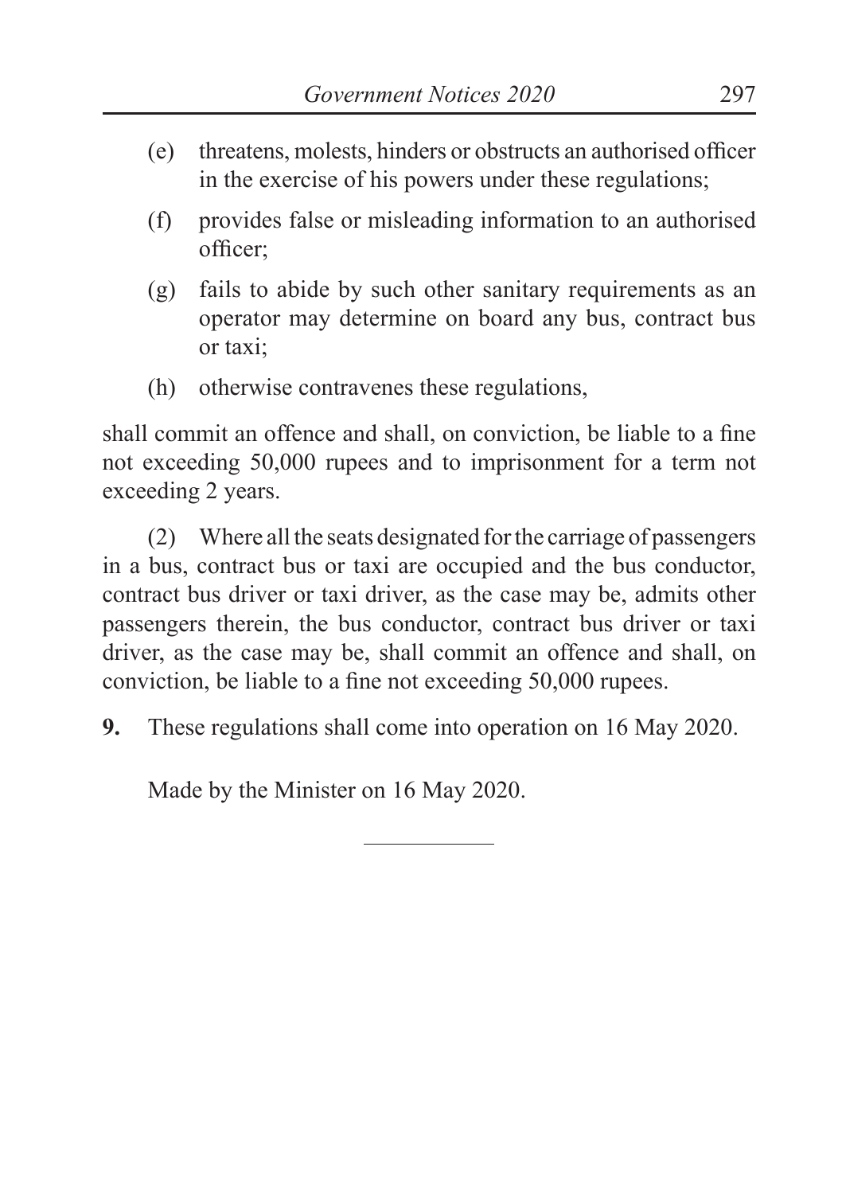(e) threatens, molests, hinders or obstructs an authorised officer in the exercise of his powers under these regulations;

(f) provides false or misleading information to an authorised officer;

(g) fails to abide by such other sanitary requirements as an operator may determine on board any bus, contract bus or taxi;

(h) otherwise contravenes these regulations,

shall commit an offence and shall, on conviction, be liable to a fine not exceeding 50,000 rupees and to imprisonment for a term not exceeding 2 years.

(2) Where all the seats designated for the carriage of passengers in a bus, contract bus or taxi are occupied and the bus conductor, contract bus driver or taxi driver, as the case may be, admits other passengers therein, the bus conductor, contract bus driver or taxi driver, as the case may be, shall commit an offence and shall, on conviction, be liable to a fine not exceeding 50,000 rupees.

**9.** These regulations shall come into operation on 16 May 2020.

Made by the Minister on 16 May 2020.

---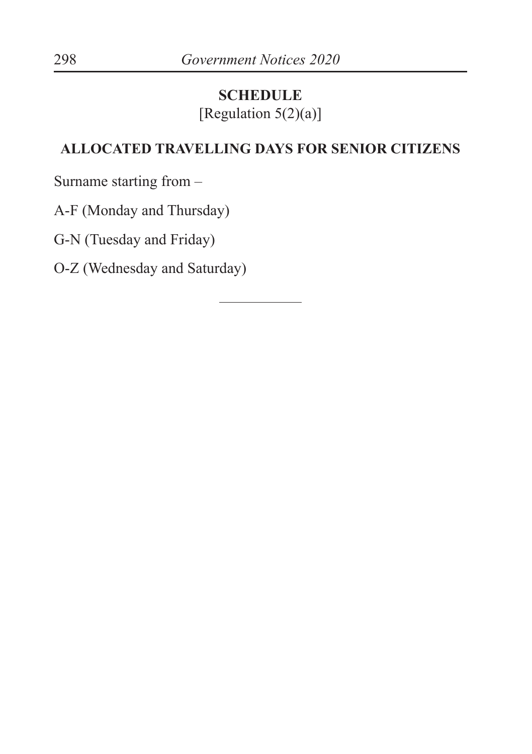## SCHEDULE

[Regulation 5(2)(a)]

## ALLOCATED TRAVELLING DAYS FOR SENIOR CITIZENS

Surname starting from –

A-F (Monday and Thursday)

G-N (Tuesday and Friday)

O-Z (Wednesday and Saturday)

---